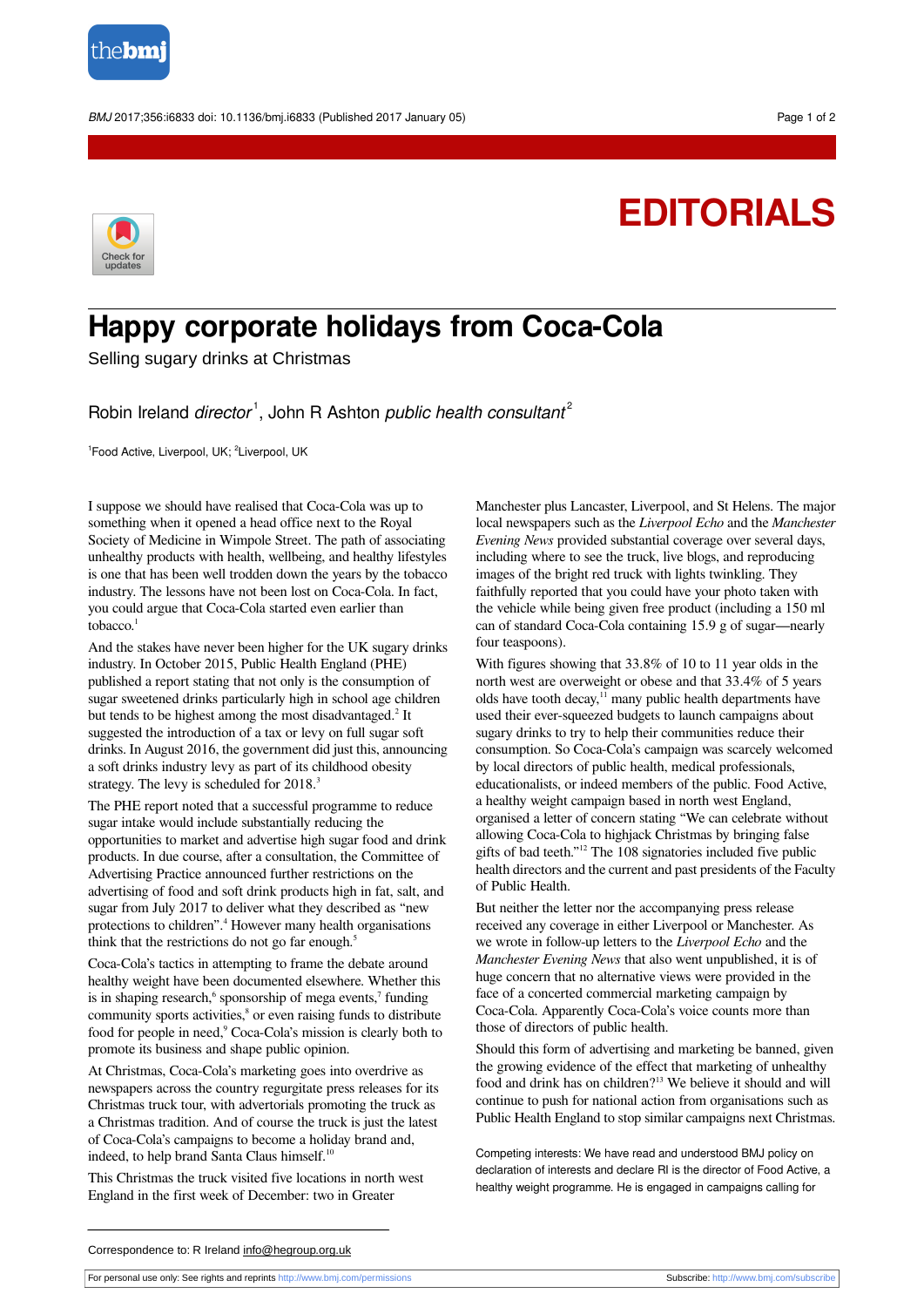# EDITORIALS

## Happy corporate holidays from Coca-Cola

Selling sugary drinks at Christmas

Robin Ireland *director*[1], John R Ashton *public health consultant*[2]

[1]Food Active, Liverpool, UK; [2]Liverpool, UK

I suppose we should have realised that Coca-Cola was up to something when it opened a head office next to the Royal Society of Medicine in Wimpole Street. The path of associating unhealthy products with health, wellbeing, and healthy lifestyles is one that has been well trodden down the years by the tobacco industry. The lessons have not been lost on Coca-Cola. In fact, you could argue that Coca-Cola started even earlier than tobacco.[1]

And the stakes have never been higher for the UK sugary drinks industry. In October 2015, Public Health England (PHE) published a report stating that not only is the consumption of sugar sweetened drinks particularly high in school age children but tends to be highest among the most disadvantaged.[2] It suggested the introduction of a tax or levy on full sugar soft drinks. In August 2016, the government did just this, announcing a soft drinks industry levy as part of its childhood obesity strategy. The levy is scheduled for 2018.[3]

The PHE report noted that a successful programme to reduce sugar intake would include substantially reducing the opportunities to market and advertise high sugar food and drink products. In due course, the Committee of Advertising Practice announced further restrictions on the advertising of food and soft drink products high in fat, salt, and sugar from July 2017 to deliver what they described as "new protections to children".[4] However many health organisations think that the restrictions do not go far enough.[5]

Coca-Cola's tactics in attempting to frame the debate around healthy weight have been documented elsewhere. Whether this is in shaping research,[6] sponsorship of mega events,[7] funding community sports activities,[8] or even raising funds to distribute food for people in need,[9] Coca-Cola's mission is clearly both to promote its business and shape public opinion.

At Christmas, Coca-Cola's marketing goes into overdrive as newspapers across the country regurgitate press releases for its Christmas truck tour, with advertorials promoting the truck as a Christmas tradition. And of course the truck is just the latest of Coca-Cola's campaigns to become a holiday brand and, indeed, to help brand Santa Claus himself.[10]

This Christmas the truck visited five locations in north west England in the first week of December: two in Greater Manchester plus Lancaster, Liverpool, and St Helens. The major local newspapers such as the *Liverpool Echo* and the *Manchester Evening News* provided substantial coverage over several days, including where to see the truck, live blogs, and reproducing images of the bright red truck with lights twinkling. They faithfully reported that you could have your photo taken with the vehicle while being given free product (including a 150 ml can of standard Coca-Cola containing 15.9 g of sugar—nearly four teaspoons).

With figures showing that 33.8% of 10 to 11 year olds in the north west are overweight or obese and that 33.4% of 5 years olds have tooth decay,[11] many public health departments have used their ever-squeezed budgets to launch campaigns about sugary drinks to try to help their communities reduce their consumption. So Coca-Cola's campaign was scarcely welcomed by local directors of public health, medical professionals, educationalists, or indeed members of the public. Food Active, a healthy weight campaign based in north west England, organised a letter of concern stating "We can celebrate without allowing Coca-Cola to highjack Christmas by bringing false gifts of bad teeth."[12] The 108 signatories included five public health directors and the current and past presidents of the Faculty of Public Health.

But neither the letter nor the accompanying press release received any coverage in either Liverpool or Manchester. As we wrote in follow-up letters to the *Liverpool Echo* and the *Manchester Evening News* that also went unpublished, it is of huge concern that no alternative views were provided in the face of a concerted commercial marketing campaign by Coca-Cola. Apparently Coca-Cola's voice counts more than those of directors of public health.

Should this form of advertising and marketing be banned, given the growing evidence of the effect that marketing of unhealthy food and drink has on children?[13] We believe it should and will continue to push for national action from organisations such as Public Health England to stop similar campaigns next Christmas.

Competing interests: We have read and understood BMJ policy on declaration of interests and declare RI is the director of Food Active, a healthy weight programme. He is engaged in campaigns calling for

Correspondence to: R Ireland info@hegroup.org.uk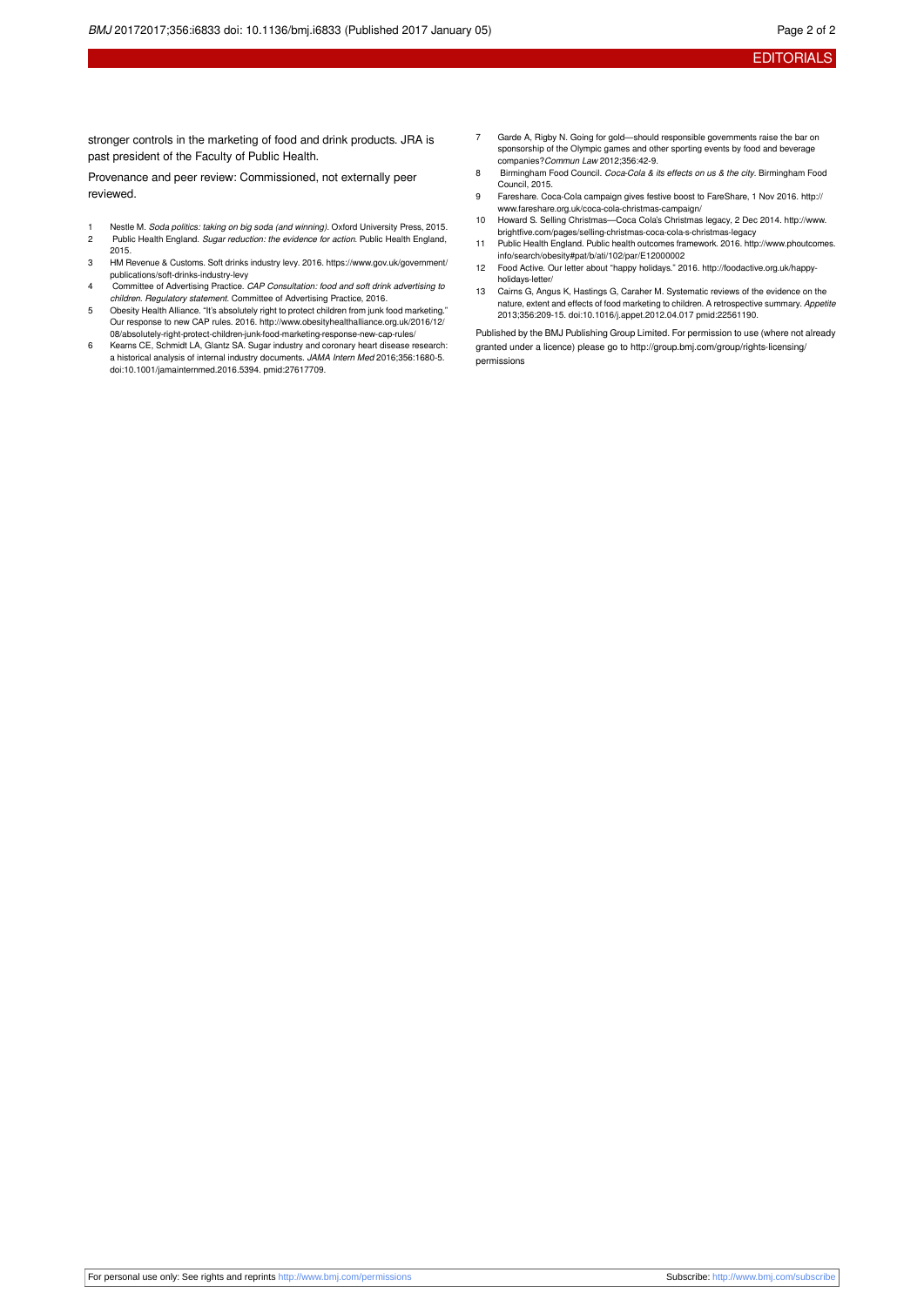stronger controls in the marketing of food and drink products. JRA is past president of the Faculty of Public Health.

Provenance and peer review: Commissioned, not externally peer reviewed.

1. Nestle M. *Soda politics: taking on big soda (and winning)*. Oxford University Press, 2015.
2. Public Health England. *Sugar reduction: the evidence for action*. Public Health England, 2015.
3. HM Revenue & Customs. Soft drinks industry levy. 2016. https://www.gov.uk/government/publications/soft-drinks-industry-levy
4. Committee of Advertising Practice. *CAP Consultation: food and soft drink advertising to children. Regulatory statement*. Committee of Advertising Practice, 2016.
5. Obesity Health Alliance. "It's absolutely right to protect children from junk food marketing." Our response to new CAP rules. 2016. http://www.obesityhealthalliance.org.uk/2016/12/08/absolutely-right-protect-children-junk-food-marketing-response-new-cap-rules/
6. Kearns CE, Schmidt LA, Glantz SA. Sugar industry and coronary heart disease research: a historical analysis of internal industry documents. *JAMA Intern Med* 2016;356:1680-5. doi:10.1001/jamainternmed.2016.5394. pmid:27617709.
7. Garde A, Rigby N. Going for gold—should responsible governments raise the bar on sponsorship of the Olympic games and other sporting events by food and beverage companies? *Commun Law* 2012;356:42-9.
8. Birmingham Food Council. *Coca-Cola & its effects on us & the city*. Birmingham Food Council, 2015.
9. Fareshare. Coca-Cola campaign gives festive boost to FareShare, 1 Nov 2016. http://www.fareshare.org.uk/coca-cola-christmas-campaign/
10. Howard S. Selling Christmas—Coca Cola's Christmas legacy, 2 Dec 2014. http://www.brightfive.com/pages/selling-christmas-coca-cola-s-christmas-legacy
11. Public Health England. Public health outcomes framework. 2016. http://www.phoutcomes.info/search/obesity#pat/b/ati/102/par/E12000002
12. Food Active. Our letter about "happy holidays." 2016. http://foodactive.org.uk/happy-holidays-letter/
13. Cairns G, Angus K, Hastings G, Caraher M. Systematic reviews of the evidence on the nature, extent and effects of food marketing to children. A retrospective summary. *Appetite* 2013;356:209-15. doi:10.1016/j.appet.2012.04.017 pmid:22561190.

Published by the BMJ Publishing Group Limited. For permission to use (where not already granted under a licence) please go to http://group.bmj.com/group/rights-licensing/permissions